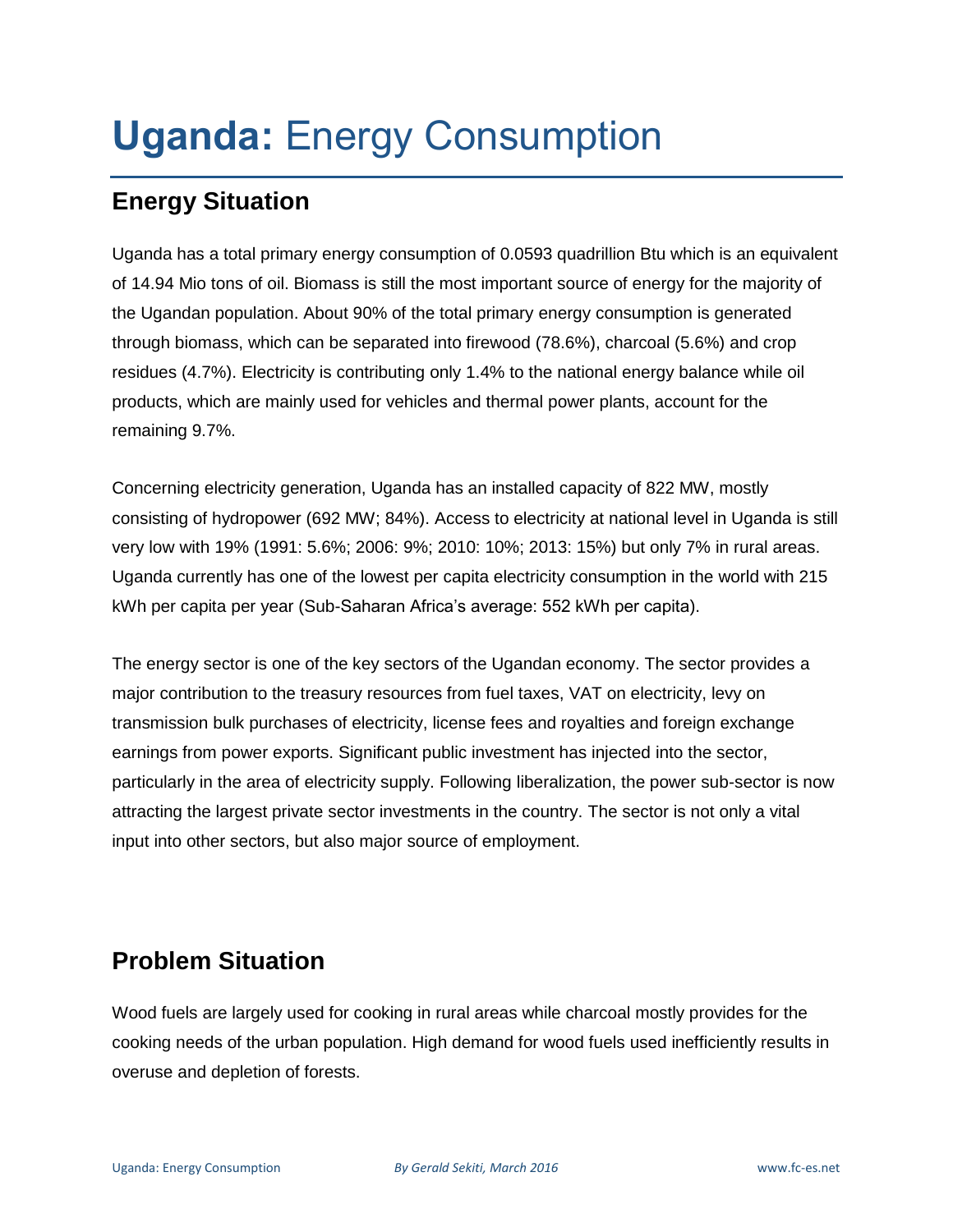# **Uganda:** Energy Consumption

## Energy Situation

Uganda has a total primary energy consumption of 0.0593 quadrillion Btu which is an equivalent of 14.94 Mio tons of oil. Biomass is still the most important source of energy for the majority of the Ugandan population. About 90% of the total primary energy consumption is generated through biomass, which can be separated into firewood (78.6%), charcoal (5.6%) and crop residues (4.7%). Electricity is contributing only 1.4% to the national energy balance while oil products, which are mainly used for vehicles and thermal power plants, account for the remaining 9.7%.

Concerning electricity generation, Uganda has an installed capacity of 822 MW, mostly consisting of hydropower (692 MW; 84%). Access to electricity at national level in Uganda is still very low with 19% (1991: 5.6%; 2006: 9%; 2010: 10%; 2013: 15%) but only 7% in rural areas. Uganda currently has one of the lowest per capita electricity consumption in the world with 215 kWh per capita per year (Sub-Saharan Africa's average: 552 kWh per capita).

The energy sector is one of the key sectors of the Ugandan economy. The sector provides a major contribution to the treasury resources from fuel taxes, VAT on electricity, levy on transmission bulk purchases of electricity, license fees and royalties and foreign exchange earnings from power exports. Significant public investment has injected into the sector, particularly in the area of electricity supply. Following liberalization, the power sub-sector is now attracting the largest private sector investments in the country. The sector is not only a vital input into other sectors, but also major source of employment.

## Problem Situation

Wood fuels are largely used for cooking in rural areas while charcoal mostly provides for the cooking needs of the urban population. High demand for wood fuels used inefficiently results in overuse and depletion of forests.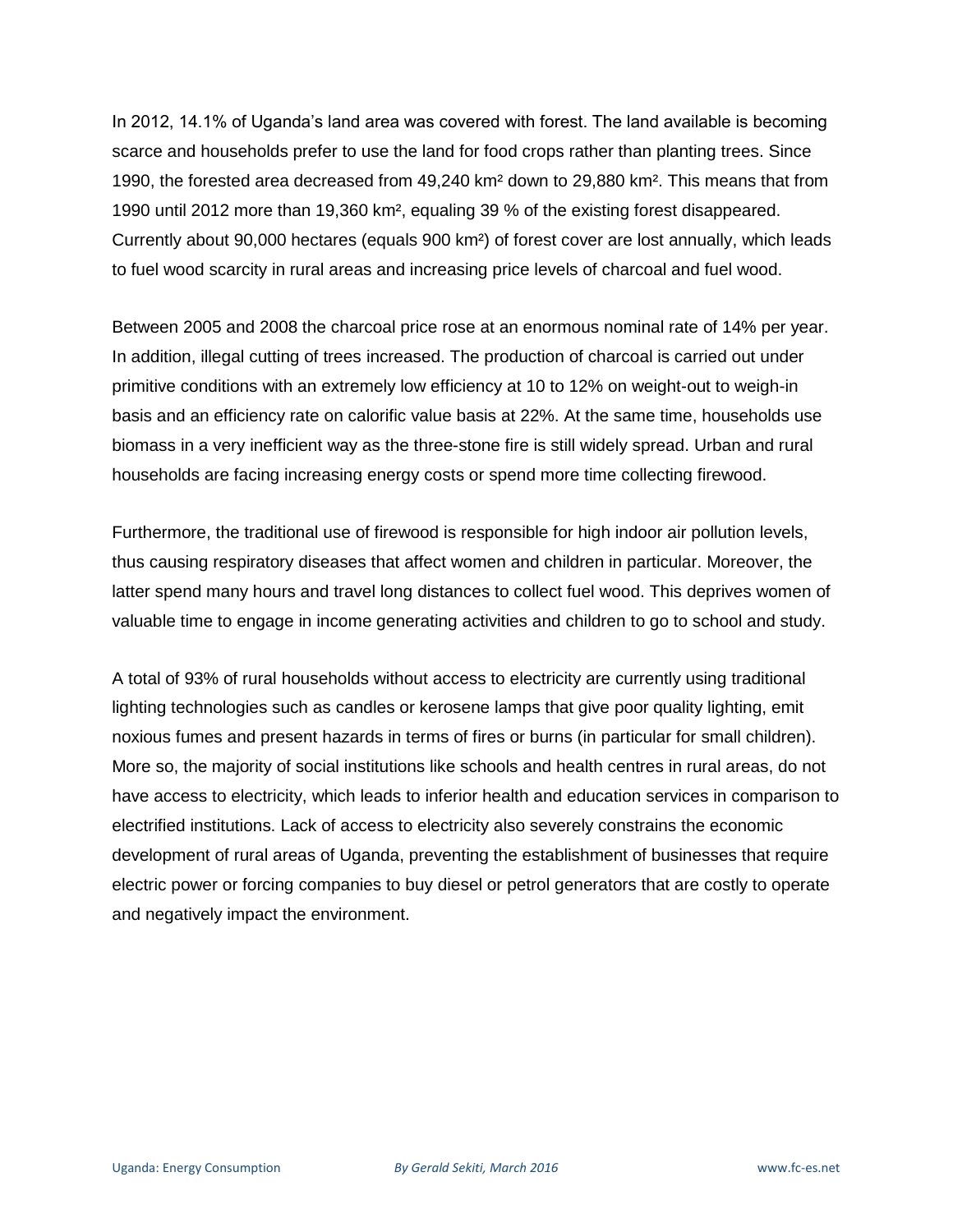In 2012, 14.1% of Uganda's land area was covered with forest. The land available is becoming scarce and households prefer to use the land for food crops rather than planting trees. Since 1990, the forested area decreased from 49,240 km² down to 29,880 km². This means that from 1990 until 2012 more than 19,360 km², equaling 39 % of the existing forest disappeared. Currently about 90,000 hectares (equals 900 km²) of forest cover are lost annually, which leads to fuel wood scarcity in rural areas and increasing price levels of charcoal and fuel wood.

Between 2005 and 2008 the charcoal price rose at an enormous nominal rate of 14% per year. In addition, illegal cutting of trees increased. The production of charcoal is carried out under primitive conditions with an extremely low efficiency at 10 to 12% on weight-out to weigh-in basis and an efficiency rate on calorific value basis at 22%. At the same time, households use biomass in a very inefficient way as the three-stone fire is still widely spread. Urban and rural households are facing increasing energy costs or spend more time collecting firewood.

Furthermore, the traditional use of firewood is responsible for high indoor air pollution levels, thus causing respiratory diseases that affect women and children in particular. Moreover, the latter spend many hours and travel long distances to collect fuel wood. This deprives women of valuable time to engage in income generating activities and children to go to school and study.

A total of 93% of rural households without access to electricity are currently using traditional lighting technologies such as candles or kerosene lamps that give poor quality lighting, emit noxious fumes and present hazards in terms of fires or burns (in particular for small children). More so, the majority of social institutions like schools and health centres in rural areas, do not have access to electricity, which leads to inferior health and education services in comparison to electrified institutions. Lack of access to electricity also severely constrains the economic development of rural areas of Uganda, preventing the establishment of businesses that require electric power or forcing companies to buy diesel or petrol generators that are costly to operate and negatively impact the environment.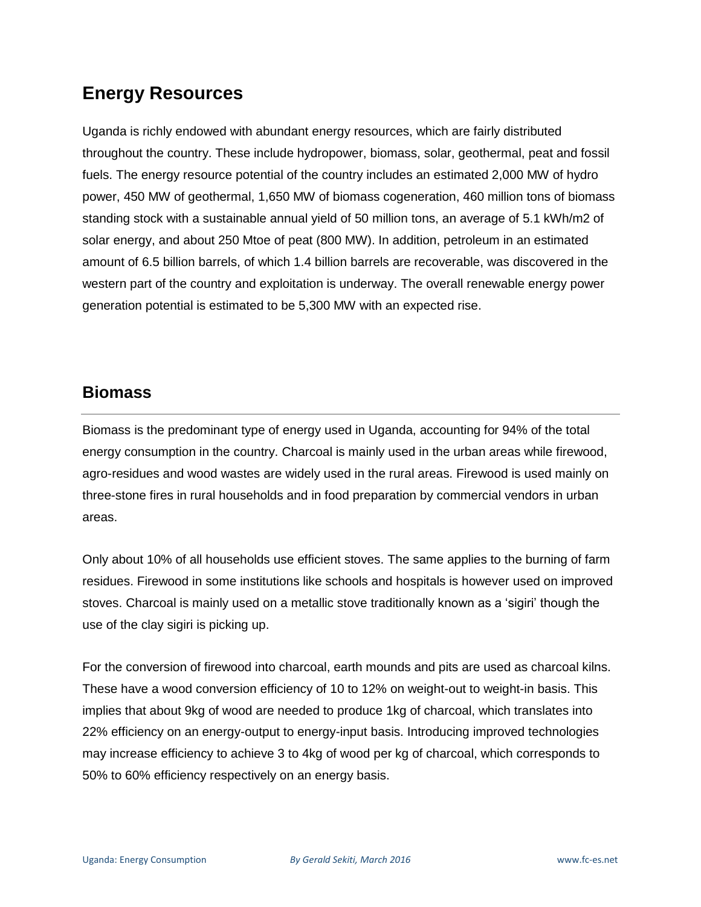## Energy Resources

Uganda is richly endowed with abundant energy resources, which are fairly distributed throughout the country. These include hydropower, biomass, solar, geothermal, peat and fossil fuels. The energy resource potential of the country includes an estimated 2,000 MW of hydro power, 450 MW of geothermal, 1,650 MW of biomass cogeneration, 460 million tons of biomass standing stock with a sustainable annual yield of 50 million tons, an average of 5.1 kWh/m2 of solar energy, and about 250 Mtoe of peat (800 MW). In addition, petroleum in an estimated amount of 6.5 billion barrels, of which 1.4 billion barrels are recoverable, was discovered in the western part of the country and exploitation is underway. The overall renewable energy power generation potential is estimated to be 5,300 MW with an expected rise.

## Biomass

Biomass is the predominant type of energy used in Uganda, accounting for 94% of the total energy consumption in the country. Charcoal is mainly used in the urban areas while firewood, agro-residues and wood wastes are widely used in the rural areas. Firewood is used mainly on three-stone fires in rural households and in food preparation by commercial vendors in urban areas.

Only about 10% of all households use efficient stoves. The same applies to the burning of farm residues. Firewood in some institutions like schools and hospitals is however used on improved stoves. Charcoal is mainly used on a metallic stove traditionally known as a 'sigiri' though the use of the clay sigiri is picking up.

For the conversion of firewood into charcoal, earth mounds and pits are used as charcoal kilns. These have a wood conversion efficiency of 10 to 12% on weight-out to weight-in basis. This implies that about 9kg of wood are needed to produce 1kg of charcoal, which translates into 22% efficiency on an energy-output to energy-input basis. Introducing improved technologies may increase efficiency to achieve 3 to 4kg of wood per kg of charcoal, which corresponds to 50% to 60% efficiency respectively on an energy basis.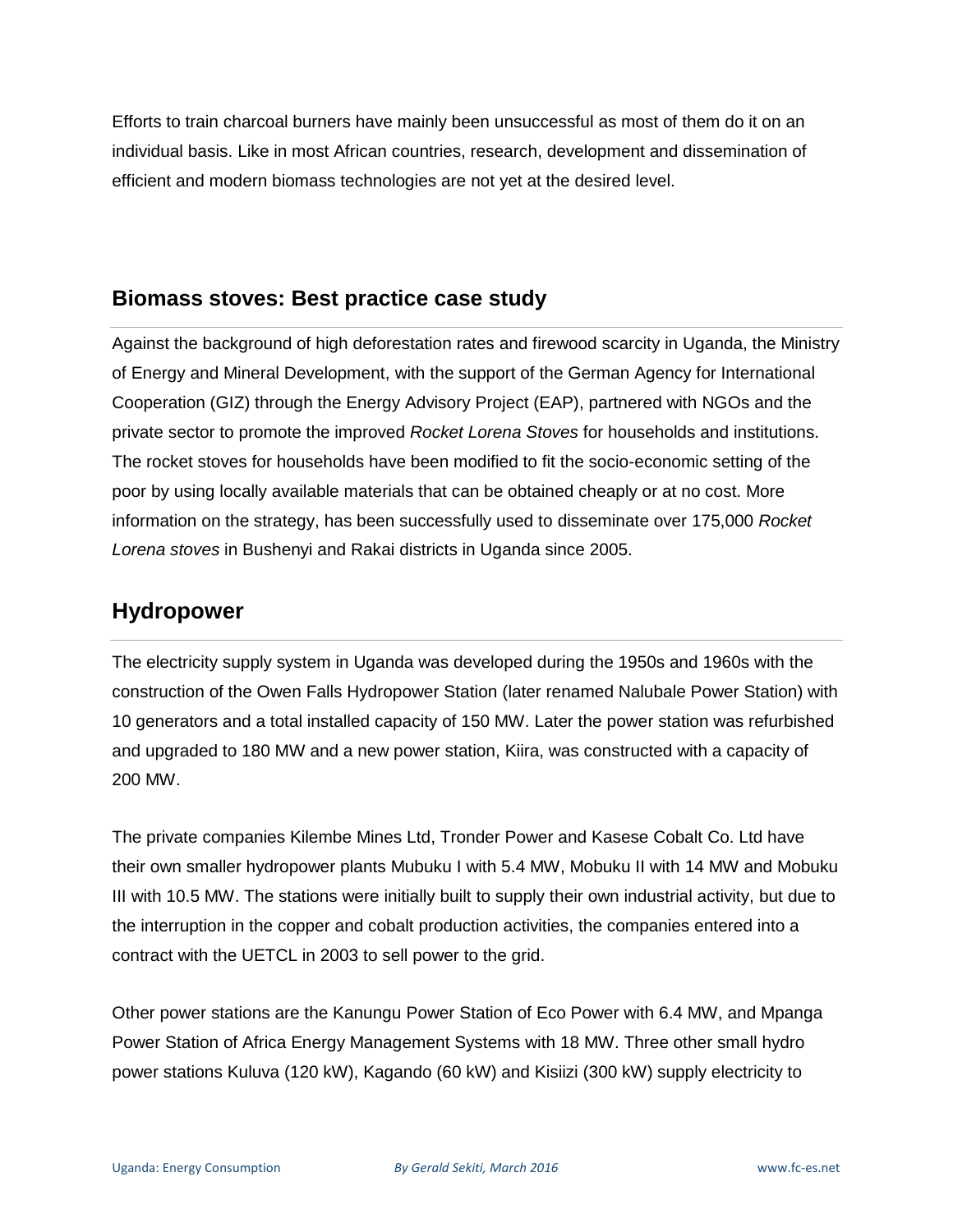Efforts to train charcoal burners have mainly been unsuccessful as most of them do it on an individual basis. Like in most African countries, research, development and dissemination of efficient and modern biomass technologies are not yet at the desired level.

## Biomass stoves: Best practice case study

Against the background of high deforestation rates and firewood scarcity in Uganda, the Ministry of Energy and Mineral Development, with the support of the German Agency for International Cooperation (GIZ) through the Energy Advisory Project (EAP), partnered with NGOs and the private sector to promote the improved *Rocket Lorena Stoves* for households and institutions. The rocket stoves for households have been modified to fit the socio-economic setting of the poor by using locally available materials that can be obtained cheaply or at no cost. More information on the strategy, has been successfully used to disseminate over 175,000 *Rocket Lorena stoves* in Bushenyi and Rakai districts in Uganda since 2005.

## Hydropower

The electricity supply system in Uganda was developed during the 1950s and 1960s with the construction of the Owen Falls Hydropower Station (later renamed Nalubale Power Station) with 10 generators and a total installed capacity of 150 MW. Later the power station was refurbished and upgraded to 180 MW and a new power station, Kiira, was constructed with a capacity of 200 MW.

The private companies Kilembe Mines Ltd, Tronder Power and Kasese Cobalt Co. Ltd have their own smaller hydropower plants Mubuku I with 5.4 MW, Mobuku II with 14 MW and Mobuku III with 10.5 MW. The stations were initially built to supply their own industrial activity, but due to the interruption in the copper and cobalt production activities, the companies entered into a contract with the UETCL in 2003 to sell power to the grid.

Other power stations are the Kanungu Power Station of Eco Power with 6.4 MW, and Mpanga Power Station of Africa Energy Management Systems with 18 MW. Three other small hydro power stations Kuluva (120 kW), Kagando (60 kW) and Kisiizi (300 kW) supply electricity to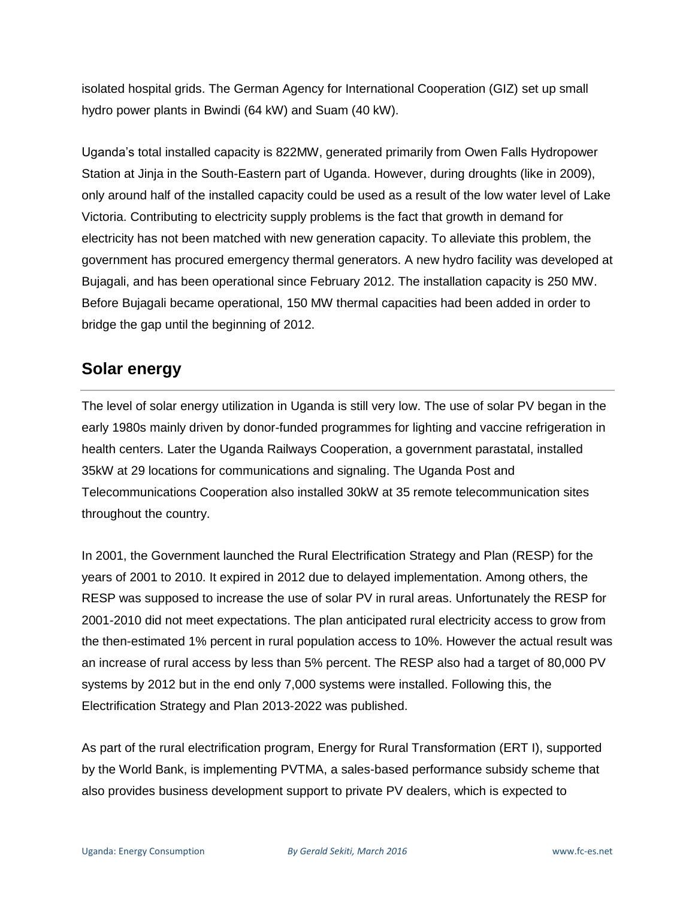isolated hospital grids. The German Agency for International Cooperation (GIZ) set up small hydro power plants in Bwindi (64 kW) and Suam (40 kW).

Uganda's total installed capacity is 822MW, generated primarily from Owen Falls Hydropower Station at Jinja in the South-Eastern part of Uganda. However, during droughts (like in 2009), only around half of the installed capacity could be used as a result of the low water level of Lake Victoria. Contributing to electricity supply problems is the fact that growth in demand for electricity has not been matched with new generation capacity. To alleviate this problem, the government has procured emergency thermal generators. A new hydro facility was developed at Bujagali, and has been operational since February 2012. The installation capacity is 250 MW. Before Bujagali became operational, 150 MW thermal capacities had been added in order to bridge the gap until the beginning of 2012.

## Solar energy

The level of solar energy utilization in Uganda is still very low. The use of solar PV began in the early 1980s mainly driven by donor-funded programmes for lighting and vaccine refrigeration in health centers. Later the Uganda Railways Cooperation, a government parastatal, installed 35kW at 29 locations for communications and signaling. The Uganda Post and Telecommunications Cooperation also installed 30kW at 35 remote telecommunication sites throughout the country.

In 2001, the Government launched the Rural Electrification Strategy and Plan (RESP) for the years of 2001 to 2010. It expired in 2012 due to delayed implementation. Among others, the RESP was supposed to increase the use of solar PV in rural areas. Unfortunately the RESP for 2001-2010 did not meet expectations. The plan anticipated rural electricity access to grow from the then-estimated 1% percent in rural population access to 10%. However the actual result was an increase of rural access by less than 5% percent. The RESP also had a target of 80,000 PV systems by 2012 but in the end only 7,000 systems were installed. Following this, the Electrification Strategy and Plan 2013-2022 was published.

As part of the rural electrification program, Energy for Rural Transformation (ERT I), supported by the World Bank, is implementing PVTMA, a sales-based performance subsidy scheme that also provides business development support to private PV dealers, which is expected to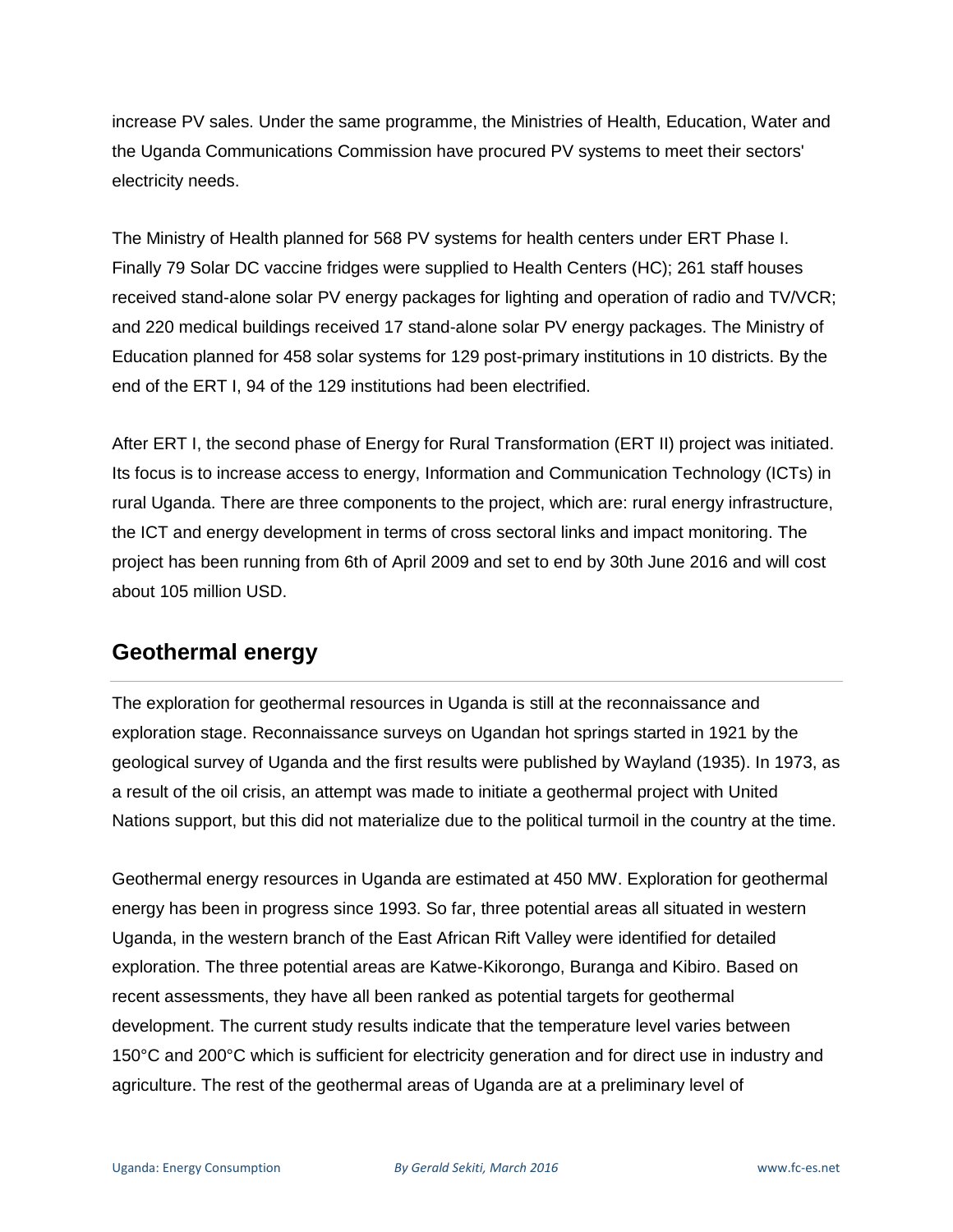increase PV sales. Under the same programme, the Ministries of Health, Education, Water and the Uganda Communications Commission have procured PV systems to meet their sectors' electricity needs.

The Ministry of Health planned for 568 PV systems for health centers under ERT Phase I. Finally 79 Solar DC vaccine fridges were supplied to Health Centers (HC); 261 staff houses received stand-alone solar PV energy packages for lighting and operation of radio and TV/VCR; and 220 medical buildings received 17 stand-alone solar PV energy packages. The Ministry of Education planned for 458 solar systems for 129 post-primary institutions in 10 districts. By the end of the ERT I, 94 of the 129 institutions had been electrified.

After ERT I, the second phase of Energy for Rural Transformation (ERT II) project was initiated. Its focus is to increase access to energy, Information and Communication Technology (ICTs) in rural Uganda. There are three components to the project, which are: rural energy infrastructure, the ICT and energy development in terms of cross sectoral links and impact monitoring. The project has been running from 6th of April 2009 and set to end by 30th June 2016 and will cost about 105 million USD.

## Geothermal energy

The exploration for geothermal resources in Uganda is still at the reconnaissance and exploration stage. Reconnaissance surveys on Ugandan hot springs started in 1921 by the geological survey of Uganda and the first results were published by Wayland (1935). In 1973, as a result of the oil crisis, an attempt was made to initiate a geothermal project with United Nations support, but this did not materialize due to the political turmoil in the country at the time.

Geothermal energy resources in Uganda are estimated at 450 MW. Exploration for geothermal energy has been in progress since 1993. So far, three potential areas all situated in western Uganda, in the western branch of the East African Rift Valley were identified for detailed exploration. The three potential areas are Katwe-Kikorongo, Buranga and Kibiro. Based on recent assessments, they have all been ranked as potential targets for geothermal development. The current study results indicate that the temperature level varies between 150°C and 200°C which is sufficient for electricity generation and for direct use in industry and agriculture. The rest of the geothermal areas of Uganda are at a preliminary level of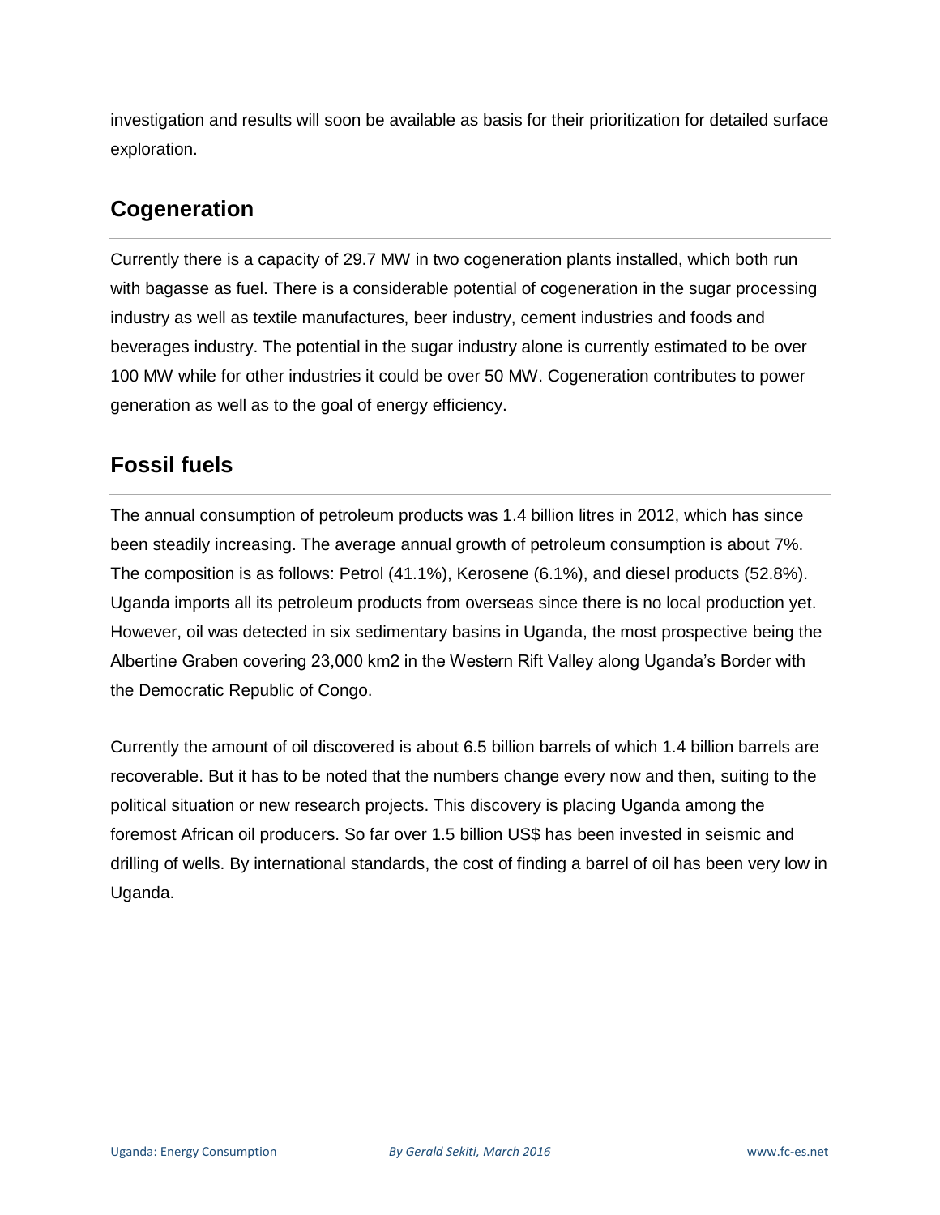investigation and results will soon be available as basis for their prioritization for detailed surface exploration.

## Cogeneration

Currently there is a capacity of 29.7 MW in two cogeneration plants installed, which both run with bagasse as fuel. There is a considerable potential of cogeneration in the sugar processing industry as well as textile manufactures, beer industry, cement industries and foods and beverages industry. The potential in the sugar industry alone is currently estimated to be over 100 MW while for other industries it could be over 50 MW. Cogeneration contributes to power generation as well as to the goal of energy efficiency.

## Fossil fuels

The annual consumption of petroleum products was 1.4 billion litres in 2012, which has since been steadily increasing. The average annual growth of petroleum consumption is about 7%. The composition is as follows: Petrol (41.1%), Kerosene (6.1%), and diesel products (52.8%). Uganda imports all its petroleum products from overseas since there is no local production yet. However, oil was detected in six sedimentary basins in Uganda, the most prospective being the Albertine Graben covering 23,000 km2 in the Western Rift Valley along Uganda's Border with the Democratic Republic of Congo.

Currently the amount of oil discovered is about 6.5 billion barrels of which 1.4 billion barrels are recoverable. But it has to be noted that the numbers change every now and then, suiting to the political situation or new research projects. This discovery is placing Uganda among the foremost African oil producers. So far over 1.5 billion US$ has been invested in seismic and drilling of wells. By international standards, the cost of finding a barrel of oil has been very low in Uganda.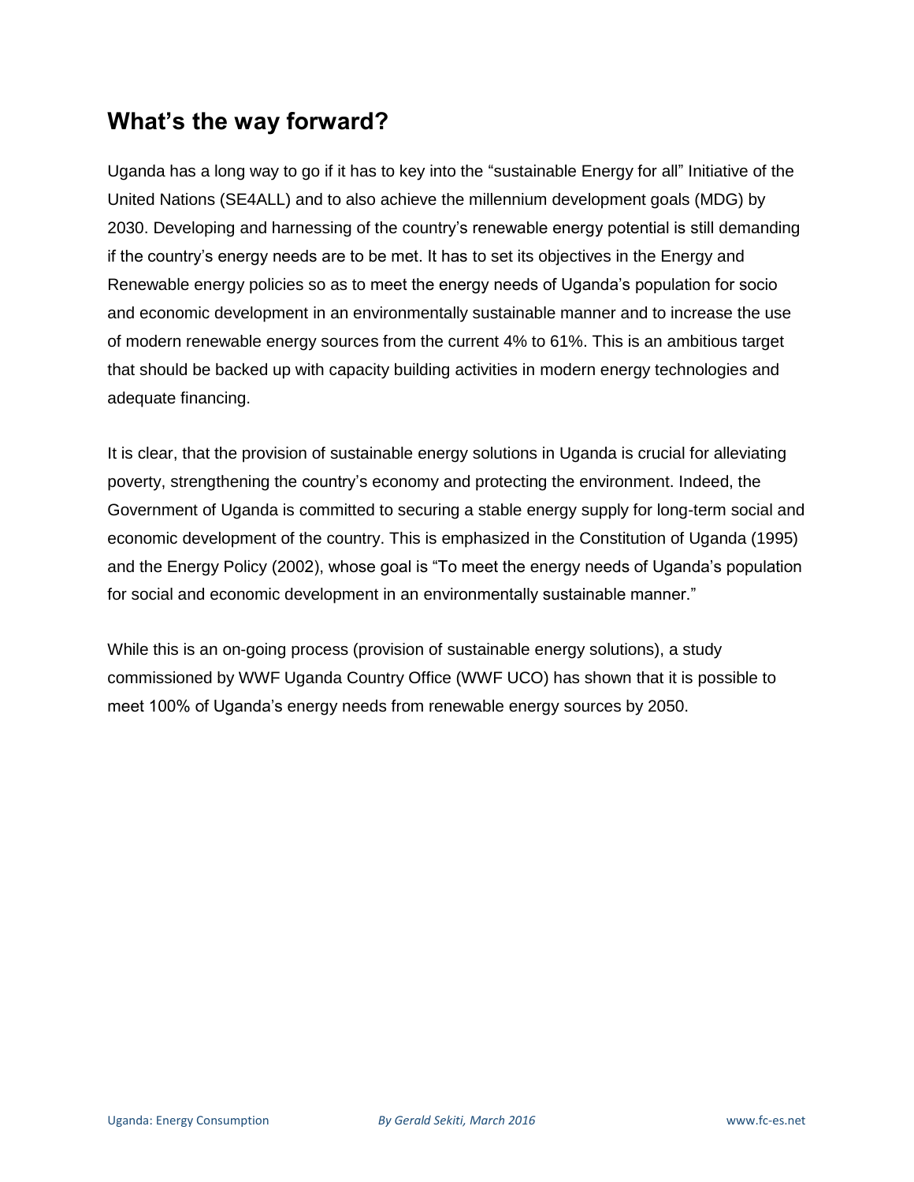## What’s the way forward?

Uganda has a long way to go if it has to key into the “sustainable Energy for all” Initiative of the United Nations (SE4ALL) and to also achieve the millennium development goals (MDG) by 2030. Developing and harnessing of the country’s renewable energy potential is still demanding if the country’s energy needs are to be met. It has to set its objectives in the Energy and Renewable energy policies so as to meet the energy needs of Uganda’s population for socio and economic development in an environmentally sustainable manner and to increase the use of modern renewable energy sources from the current 4% to 61%. This is an ambitious target that should be backed up with capacity building activities in modern energy technologies and adequate financing.

It is clear, that the provision of sustainable energy solutions in Uganda is crucial for alleviating poverty, strengthening the country’s economy and protecting the environment. Indeed, the Government of Uganda is committed to securing a stable energy supply for long-term social and economic development of the country. This is emphasized in the Constitution of Uganda (1995) and the Energy Policy (2002), whose goal is “To meet the energy needs of Uganda’s population for social and economic development in an environmentally sustainable manner.”

While this is an on-going process (provision of sustainable energy solutions), a study commissioned by WWF Uganda Country Office (WWF UCO) has shown that it is possible to meet 100% of Uganda’s energy needs from renewable energy sources by 2050.